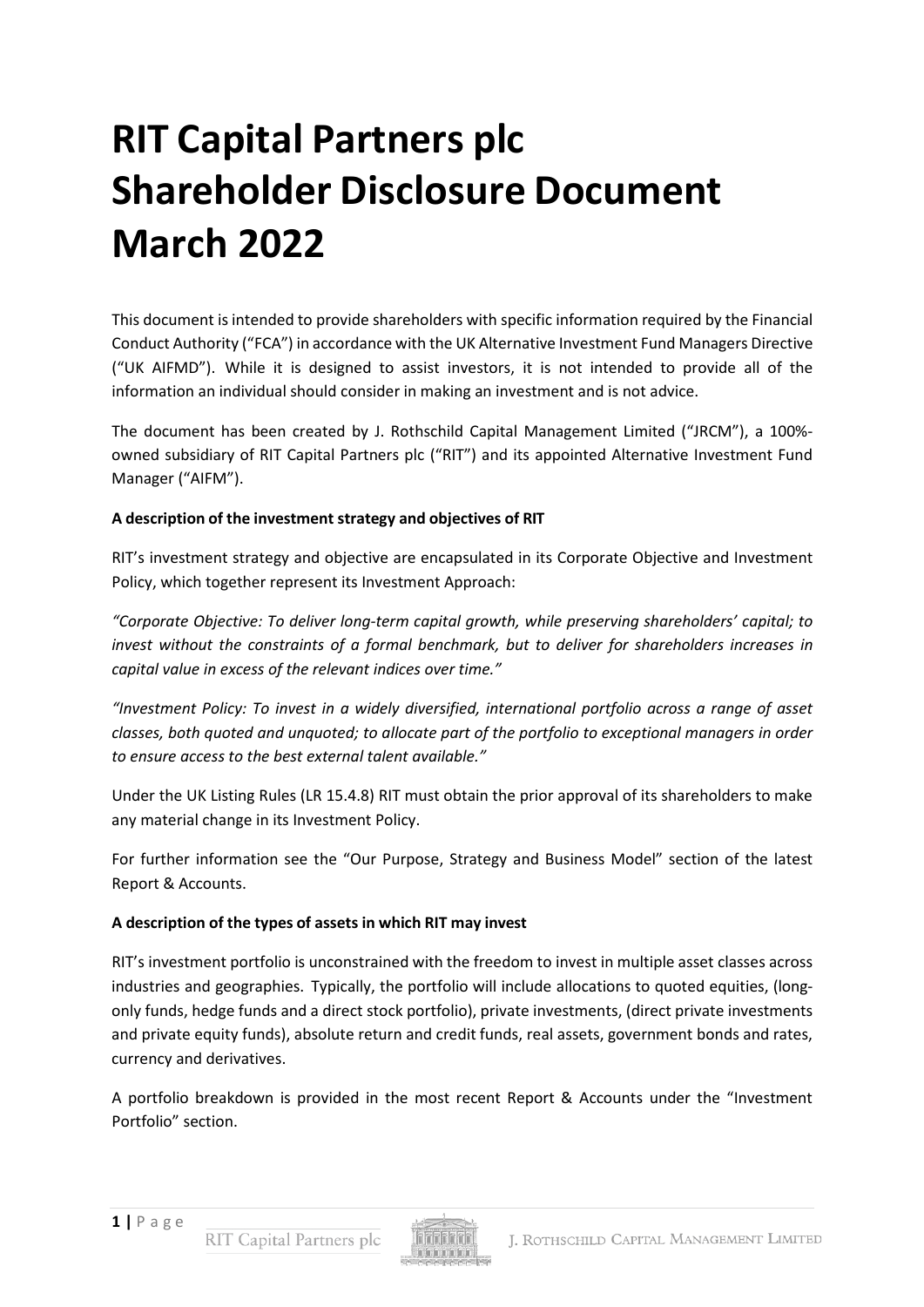# RIT Capital Partners plc
# Shareholder Disclosure Document
# March 2022

This document is intended to provide shareholders with specific information required by the Financial Conduct Authority ("FCA") in accordance with the UK Alternative Investment Fund Managers Directive ("UK AIFMD"). While it is designed to assist investors, it is not intended to provide all of the information an individual should consider in making an investment and is not advice.

The document has been created by J. Rothschild Capital Management Limited ("JRCM"), a 100%-owned subsidiary of RIT Capital Partners plc ("RIT") and its appointed Alternative Investment Fund Manager ("AIFM").

**A description of the investment strategy and objectives of RIT**

RIT's investment strategy and objective are encapsulated in its Corporate Objective and Investment Policy, which together represent its Investment Approach:

*"Corporate Objective: To deliver long-term capital growth, while preserving shareholders' capital; to invest without the constraints of a formal benchmark, but to deliver for shareholders increases in capital value in excess of the relevant indices over time."*

*"Investment Policy: To invest in a widely diversified, international portfolio across a range of asset classes, both quoted and unquoted; to allocate part of the portfolio to exceptional managers in order to ensure access to the best external talent available."*

Under the UK Listing Rules (LR 15.4.8) RIT must obtain the prior approval of its shareholders to make any material change in its Investment Policy.

For further information see the "Our Purpose, Strategy and Business Model" section of the latest Report & Accounts.

**A description of the types of assets in which RIT may invest**

RIT's investment portfolio is unconstrained with the freedom to invest in multiple asset classes across industries and geographies. Typically, the portfolio will include allocations to quoted equities, (long-only funds, hedge funds and a direct stock portfolio), private investments, (direct private investments and private equity funds), absolute return and credit funds, real assets, government bonds and rates, currency and derivatives.

A portfolio breakdown is provided in the most recent Report & Accounts under the "Investment Portfolio" section.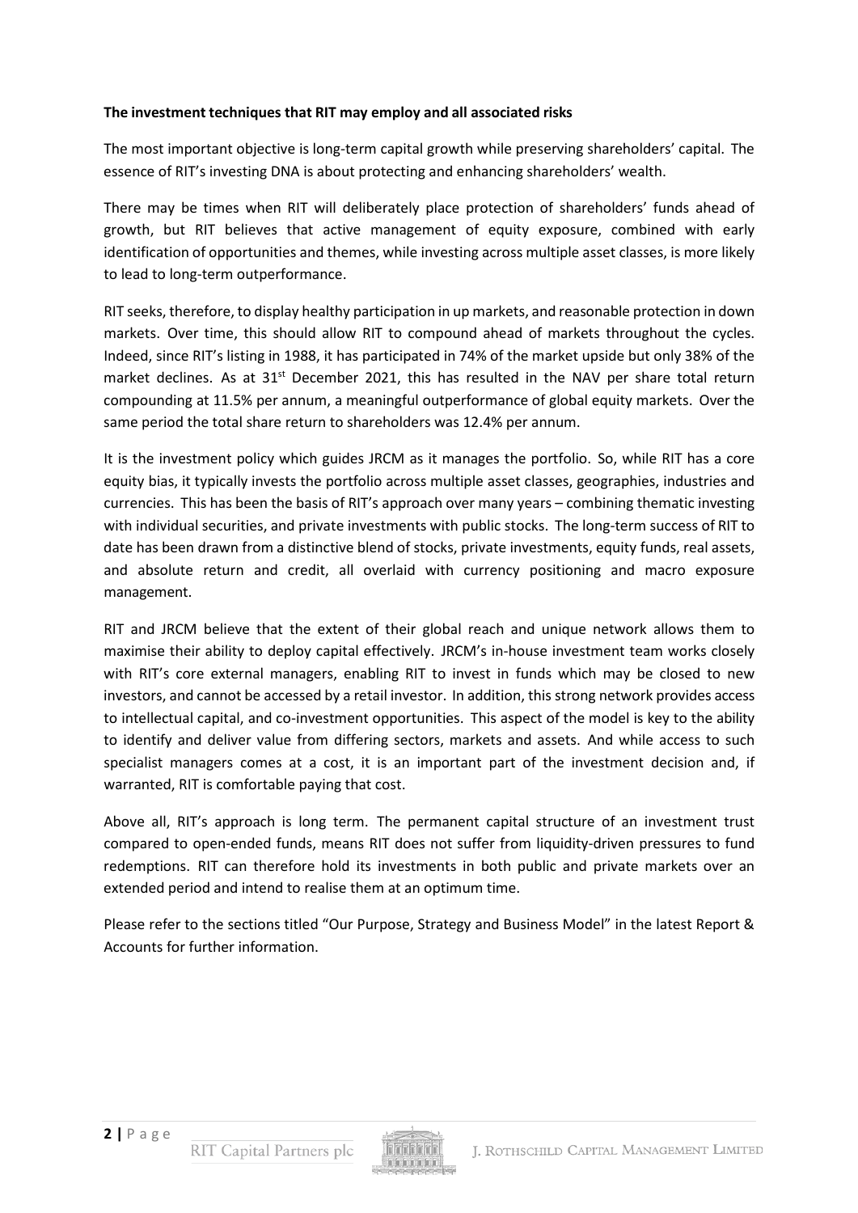**The investment techniques that RIT may employ and all associated risks**

The most important objective is long-term capital growth while preserving shareholders' capital. The essence of RIT's investing DNA is about protecting and enhancing shareholders' wealth.

There may be times when RIT will deliberately place protection of shareholders' funds ahead of growth, but RIT believes that active management of equity exposure, combined with early identification of opportunities and themes, while investing across multiple asset classes, is more likely to lead to long-term outperformance.

RIT seeks, therefore, to display healthy participation in up markets, and reasonable protection in down markets. Over time, this should allow RIT to compound ahead of markets throughout the cycles. Indeed, since RIT's listing in 1988, it has participated in 74% of the market upside but only 38% of the market declines. As at 31st December 2021, this has resulted in the NAV per share total return compounding at 11.5% per annum, a meaningful outperformance of global equity markets. Over the same period the total share return to shareholders was 12.4% per annum.

It is the investment policy which guides JRCM as it manages the portfolio. So, while RIT has a core equity bias, it typically invests the portfolio across multiple asset classes, geographies, industries and currencies. This has been the basis of RIT's approach over many years – combining thematic investing with individual securities, and private investments with public stocks. The long-term success of RIT to date has been drawn from a distinctive blend of stocks, private investments, equity funds, real assets, and absolute return and credit, all overlaid with currency positioning and macro exposure management.

RIT and JRCM believe that the extent of their global reach and unique network allows them to maximise their ability to deploy capital effectively. JRCM's in-house investment team works closely with RIT's core external managers, enabling RIT to invest in funds which may be closed to new investors, and cannot be accessed by a retail investor. In addition, this strong network provides access to intellectual capital, and co-investment opportunities. This aspect of the model is key to the ability to identify and deliver value from differing sectors, markets and assets. And while access to such specialist managers comes at a cost, it is an important part of the investment decision and, if warranted, RIT is comfortable paying that cost.

Above all, RIT's approach is long term. The permanent capital structure of an investment trust compared to open-ended funds, means RIT does not suffer from liquidity-driven pressures to fund redemptions. RIT can therefore hold its investments in both public and private markets over an extended period and intend to realise them at an optimum time.

Please refer to the sections titled "Our Purpose, Strategy and Business Model" in the latest Report & Accounts for further information.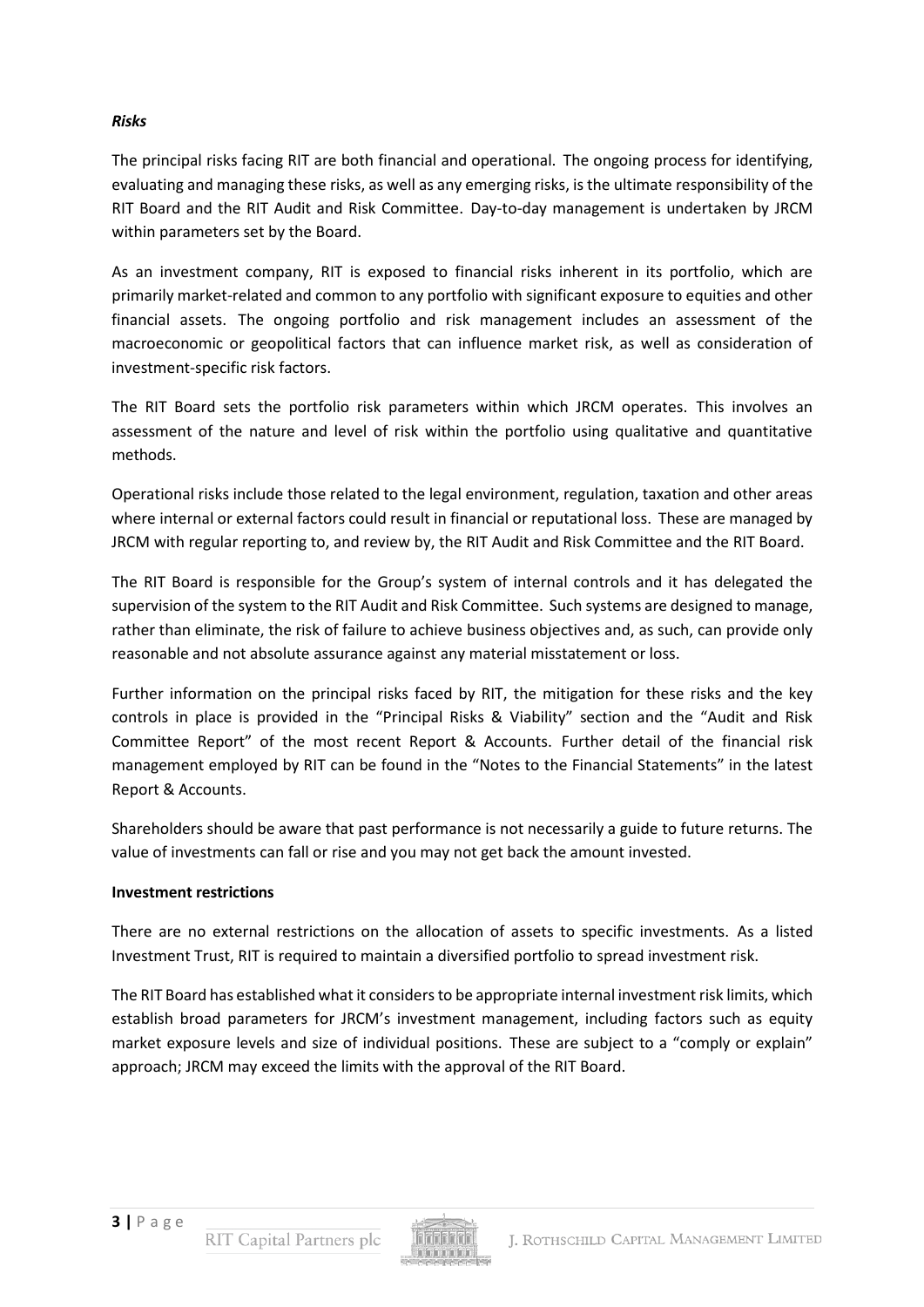***Risks***

The principal risks facing RIT are both financial and operational. The ongoing process for identifying, evaluating and managing these risks, as well as any emerging risks, is the ultimate responsibility of the RIT Board and the RIT Audit and Risk Committee. Day-to-day management is undertaken by JRCM within parameters set by the Board.

As an investment company, RIT is exposed to financial risks inherent in its portfolio, which are primarily market-related and common to any portfolio with significant exposure to equities and other financial assets. The ongoing portfolio and risk management includes an assessment of the macroeconomic or geopolitical factors that can influence market risk, as well as consideration of investment-specific risk factors.

The RIT Board sets the portfolio risk parameters within which JRCM operates. This involves an assessment of the nature and level of risk within the portfolio using qualitative and quantitative methods.

Operational risks include those related to the legal environment, regulation, taxation and other areas where internal or external factors could result in financial or reputational loss. These are managed by JRCM with regular reporting to, and review by, the RIT Audit and Risk Committee and the RIT Board.

The RIT Board is responsible for the Group's system of internal controls and it has delegated the supervision of the system to the RIT Audit and Risk Committee. Such systems are designed to manage, rather than eliminate, the risk of failure to achieve business objectives and, as such, can provide only reasonable and not absolute assurance against any material misstatement or loss.

Further information on the principal risks faced by RIT, the mitigation for these risks and the key controls in place is provided in the "Principal Risks & Viability" section and the "Audit and Risk Committee Report" of the most recent Report & Accounts. Further detail of the financial risk management employed by RIT can be found in the "Notes to the Financial Statements" in the latest Report & Accounts.

Shareholders should be aware that past performance is not necessarily a guide to future returns. The value of investments can fall or rise and you may not get back the amount invested.

**Investment restrictions**

There are no external restrictions on the allocation of assets to specific investments. As a listed Investment Trust, RIT is required to maintain a diversified portfolio to spread investment risk.

The RIT Board has established what it considers to be appropriate internal investment risk limits, which establish broad parameters for JRCM's investment management, including factors such as equity market exposure levels and size of individual positions. These are subject to a "comply or explain" approach; JRCM may exceed the limits with the approval of the RIT Board.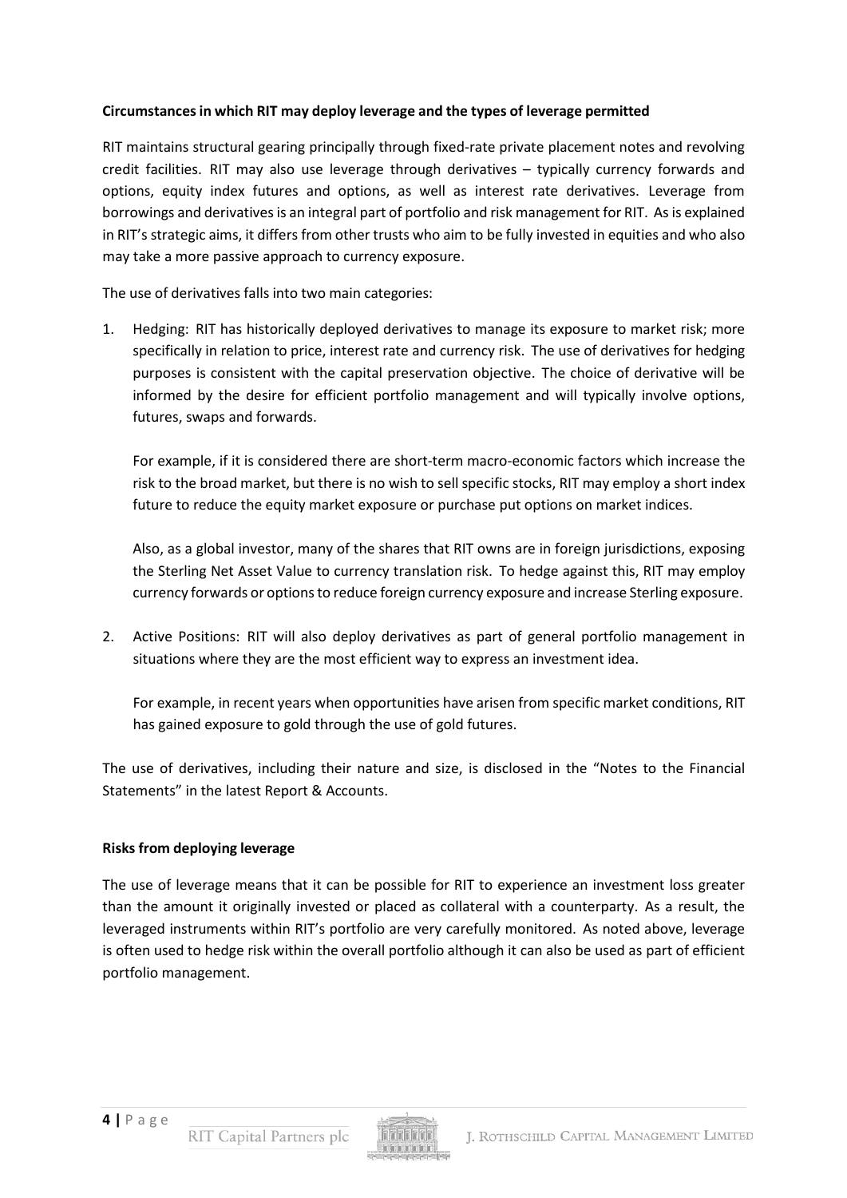**Circumstances in which RIT may deploy leverage and the types of leverage permitted**

RIT maintains structural gearing principally through fixed-rate private placement notes and revolving credit facilities. RIT may also use leverage through derivatives – typically currency forwards and options, equity index futures and options, as well as interest rate derivatives. Leverage from borrowings and derivatives is an integral part of portfolio and risk management for RIT. As is explained in RIT's strategic aims, it differs from other trusts who aim to be fully invested in equities and who also may take a more passive approach to currency exposure.

The use of derivatives falls into two main categories:

1. Hedging: RIT has historically deployed derivatives to manage its exposure to market risk; more specifically in relation to price, interest rate and currency risk. The use of derivatives for hedging purposes is consistent with the capital preservation objective. The choice of derivative will be informed by the desire for efficient portfolio management and will typically involve options, futures, swaps and forwards.

   For example, if it is considered there are short-term macro-economic factors which increase the risk to the broad market, but there is no wish to sell specific stocks, RIT may employ a short index future to reduce the equity market exposure or purchase put options on market indices.

   Also, as a global investor, many of the shares that RIT owns are in foreign jurisdictions, exposing the Sterling Net Asset Value to currency translation risk. To hedge against this, RIT may employ currency forwards or options to reduce foreign currency exposure and increase Sterling exposure.

2. Active Positions: RIT will also deploy derivatives as part of general portfolio management in situations where they are the most efficient way to express an investment idea.

   For example, in recent years when opportunities have arisen from specific market conditions, RIT has gained exposure to gold through the use of gold futures.

The use of derivatives, including their nature and size, is disclosed in the "Notes to the Financial Statements" in the latest Report & Accounts.

**Risks from deploying leverage**

The use of leverage means that it can be possible for RIT to experience an investment loss greater than the amount it originally invested or placed as collateral with a counterparty. As a result, the leveraged instruments within RIT's portfolio are very carefully monitored. As noted above, leverage is often used to hedge risk within the overall portfolio although it can also be used as part of efficient portfolio management.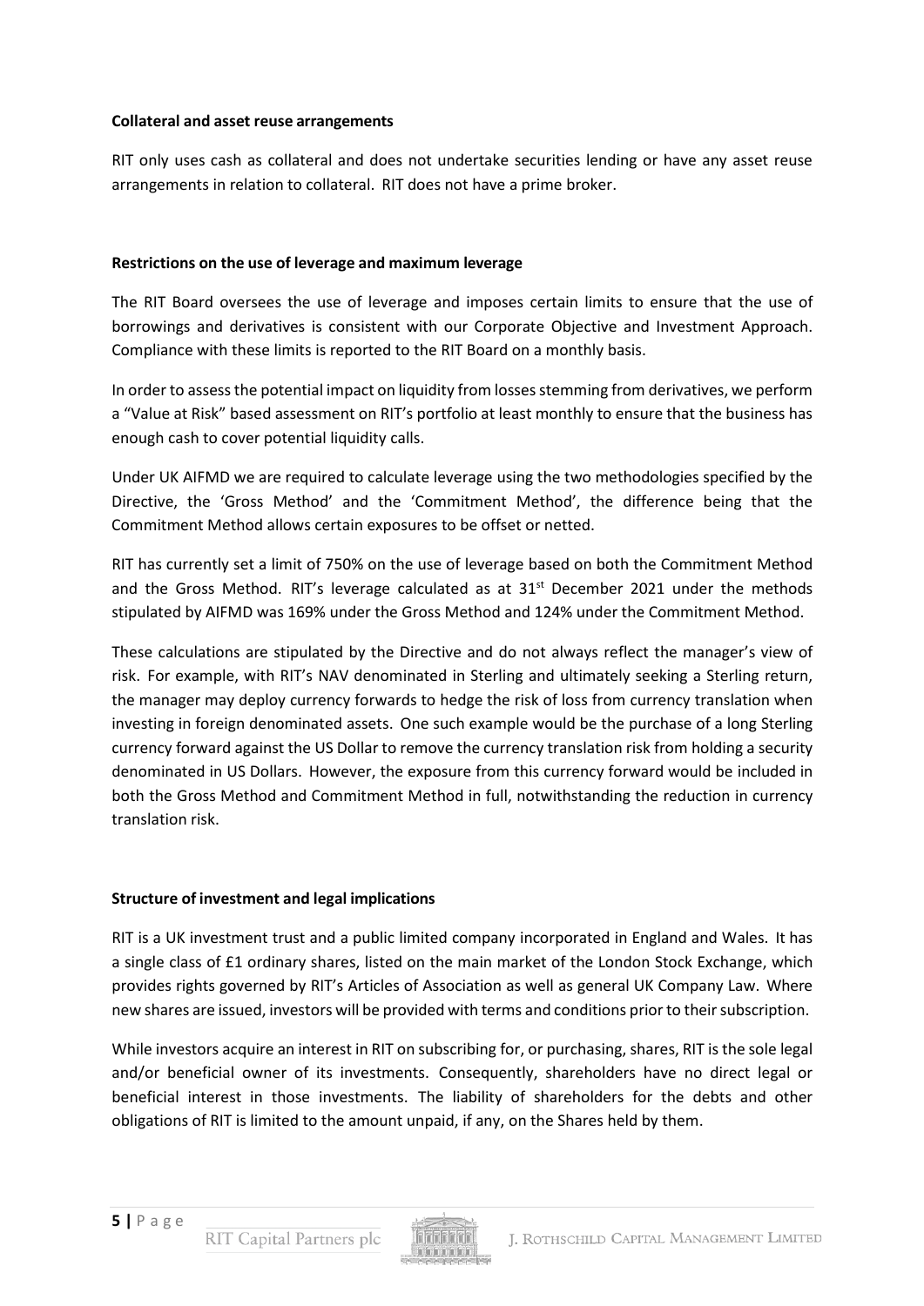**Collateral and asset reuse arrangements**

RIT only uses cash as collateral and does not undertake securities lending or have any asset reuse arrangements in relation to collateral. RIT does not have a prime broker.

**Restrictions on the use of leverage and maximum leverage**

The RIT Board oversees the use of leverage and imposes certain limits to ensure that the use of borrowings and derivatives is consistent with our Corporate Objective and Investment Approach. Compliance with these limits is reported to the RIT Board on a monthly basis.

In order to assess the potential impact on liquidity from losses stemming from derivatives, we perform a "Value at Risk" based assessment on RIT's portfolio at least monthly to ensure that the business has enough cash to cover potential liquidity calls.

Under UK AIFMD we are required to calculate leverage using the two methodologies specified by the Directive, the 'Gross Method' and the 'Commitment Method', the difference being that the Commitment Method allows certain exposures to be offset or netted.

RIT has currently set a limit of 750% on the use of leverage based on both the Commitment Method and the Gross Method. RIT's leverage calculated as at 31st December 2021 under the methods stipulated by AIFMD was 169% under the Gross Method and 124% under the Commitment Method.

These calculations are stipulated by the Directive and do not always reflect the manager's view of risk. For example, with RIT's NAV denominated in Sterling and ultimately seeking a Sterling return, the manager may deploy currency forwards to hedge the risk of loss from currency translation when investing in foreign denominated assets. One such example would be the purchase of a long Sterling currency forward against the US Dollar to remove the currency translation risk from holding a security denominated in US Dollars. However, the exposure from this currency forward would be included in both the Gross Method and Commitment Method in full, notwithstanding the reduction in currency translation risk.

**Structure of investment and legal implications**

RIT is a UK investment trust and a public limited company incorporated in England and Wales. It has a single class of £1 ordinary shares, listed on the main market of the London Stock Exchange, which provides rights governed by RIT's Articles of Association as well as general UK Company Law. Where new shares are issued, investors will be provided with terms and conditions prior to their subscription.

While investors acquire an interest in RIT on subscribing for, or purchasing, shares, RIT is the sole legal and/or beneficial owner of its investments. Consequently, shareholders have no direct legal or beneficial interest in those investments. The liability of shareholders for the debts and other obligations of RIT is limited to the amount unpaid, if any, on the Shares held by them.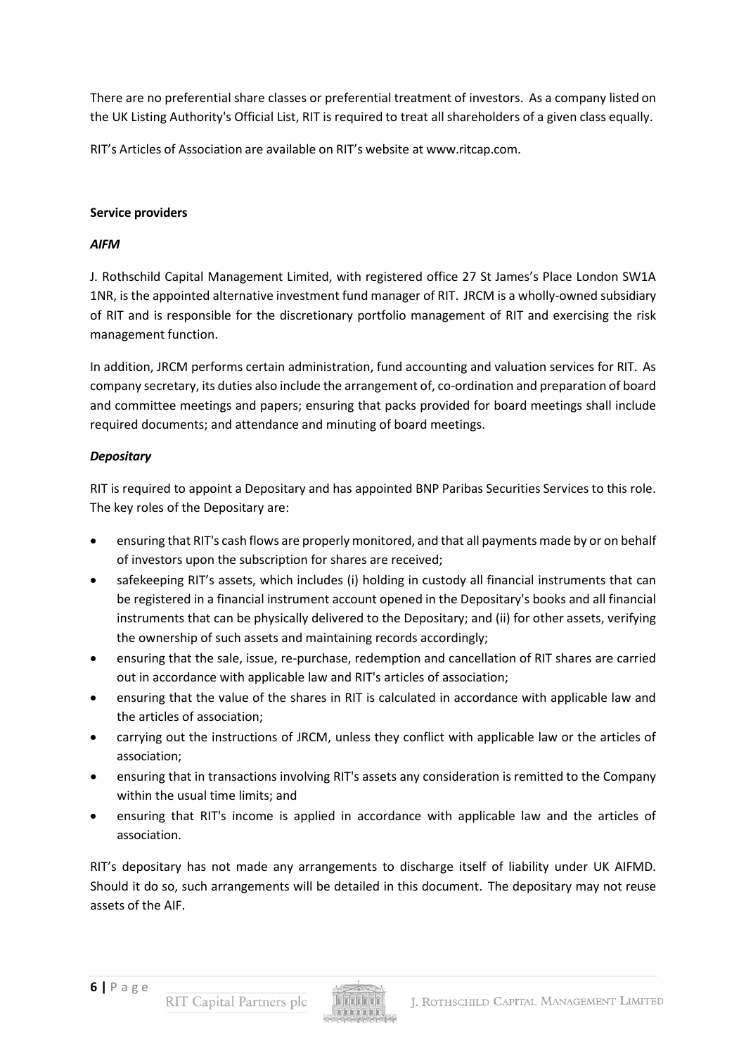There are no preferential share classes or preferential treatment of investors. As a company listed on the UK Listing Authority's Official List, RIT is required to treat all shareholders of a given class equally.

RIT's Articles of Association are available on RIT's website at www.ritcap.com.

**Service providers**

***AIFM***

J. Rothschild Capital Management Limited, with registered office 27 St James's Place London SW1A 1NR, is the appointed alternative investment fund manager of RIT. JRCM is a wholly-owned subsidiary of RIT and is responsible for the discretionary portfolio management of RIT and exercising the risk management function.

In addition, JRCM performs certain administration, fund accounting and valuation services for RIT. As company secretary, its duties also include the arrangement of, co-ordination and preparation of board and committee meetings and papers; ensuring that packs provided for board meetings shall include required documents; and attendance and minuting of board meetings.

***Depositary***

RIT is required to appoint a Depositary and has appointed BNP Paribas Securities Services to this role. The key roles of the Depositary are:

- ensuring that RIT's cash flows are properly monitored, and that all payments made by or on behalf of investors upon the subscription for shares are received;
- safekeeping RIT's assets, which includes (i) holding in custody all financial instruments that can be registered in a financial instrument account opened in the Depositary's books and all financial instruments that can be physically delivered to the Depositary; and (ii) for other assets, verifying the ownership of such assets and maintaining records accordingly;
- ensuring that the sale, issue, re-purchase, redemption and cancellation of RIT shares are carried out in accordance with applicable law and RIT's articles of association;
- ensuring that the value of the shares in RIT is calculated in accordance with applicable law and the articles of association;
- carrying out the instructions of JRCM, unless they conflict with applicable law or the articles of association;
- ensuring that in transactions involving RIT's assets any consideration is remitted to the Company within the usual time limits; and
- ensuring that RIT's income is applied in accordance with applicable law and the articles of association.

RIT's depositary has not made any arrangements to discharge itself of liability under UK AIFMD. Should it do so, such arrangements will be detailed in this document. The depositary may not reuse assets of the AIF.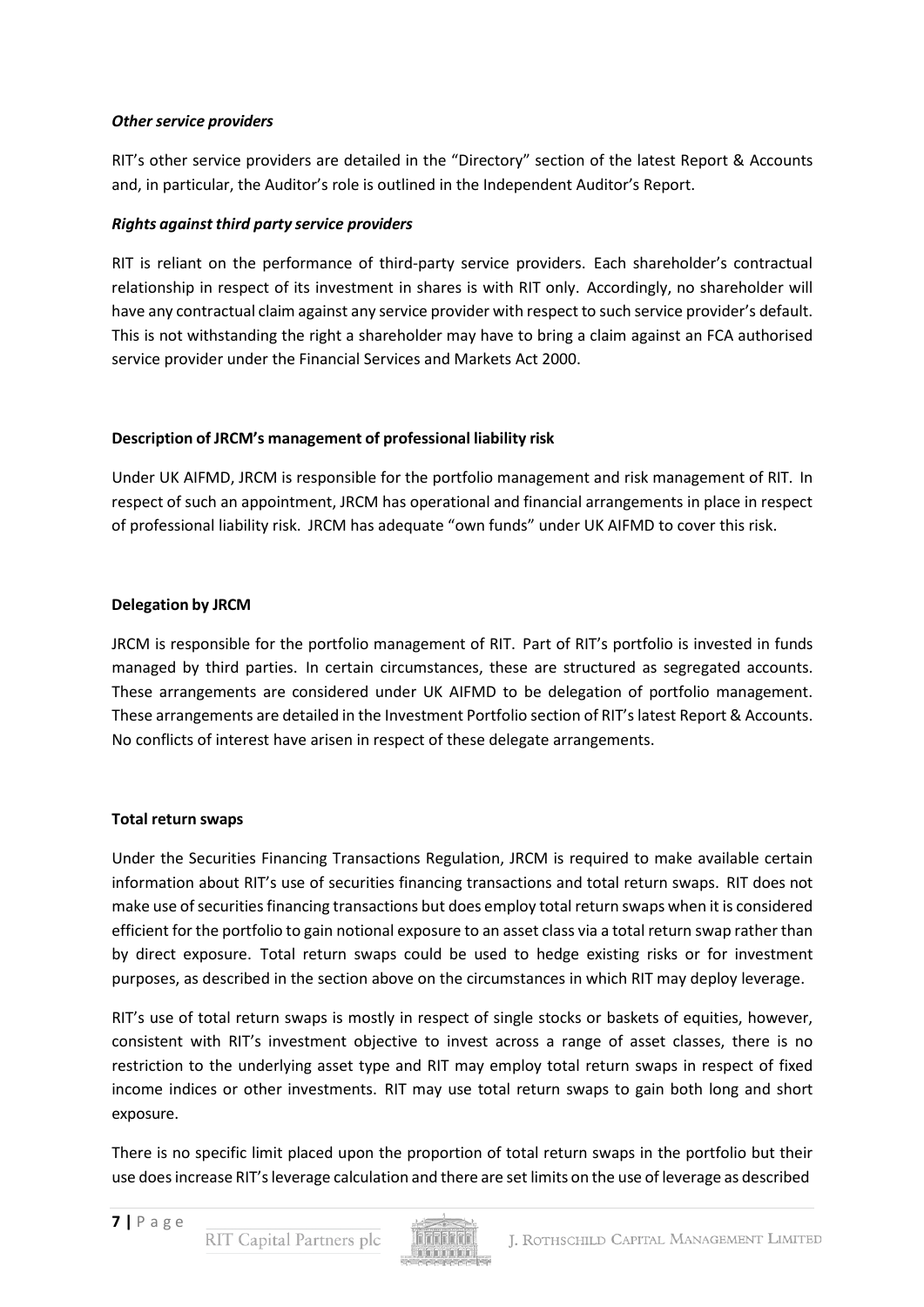***Other service providers***

RIT's other service providers are detailed in the "Directory" section of the latest Report & Accounts and, in particular, the Auditor's role is outlined in the Independent Auditor's Report.

***Rights against third party service providers***

RIT is reliant on the performance of third-party service providers. Each shareholder's contractual relationship in respect of its investment in shares is with RIT only. Accordingly, no shareholder will have any contractual claim against any service provider with respect to such service provider's default. This is not withstanding the right a shareholder may have to bring a claim against an FCA authorised service provider under the Financial Services and Markets Act 2000.

**Description of JRCM's management of professional liability risk**

Under UK AIFMD, JRCM is responsible for the portfolio management and risk management of RIT. In respect of such an appointment, JRCM has operational and financial arrangements in place in respect of professional liability risk. JRCM has adequate "own funds" under UK AIFMD to cover this risk.

**Delegation by JRCM**

JRCM is responsible for the portfolio management of RIT. Part of RIT's portfolio is invested in funds managed by third parties. In certain circumstances, these are structured as segregated accounts. These arrangements are considered under UK AIFMD to be delegation of portfolio management. These arrangements are detailed in the Investment Portfolio section of RIT's latest Report & Accounts. No conflicts of interest have arisen in respect of these delegate arrangements.

**Total return swaps**

Under the Securities Financing Transactions Regulation, JRCM is required to make available certain information about RIT's use of securities financing transactions and total return swaps. RIT does not make use of securities financing transactions but does employ total return swaps when it is considered efficient for the portfolio to gain notional exposure to an asset class via a total return swap rather than by direct exposure. Total return swaps could be used to hedge existing risks or for investment purposes, as described in the section above on the circumstances in which RIT may deploy leverage.

RIT's use of total return swaps is mostly in respect of single stocks or baskets of equities, however, consistent with RIT's investment objective to invest across a range of asset classes, there is no restriction to the underlying asset type and RIT may employ total return swaps in respect of fixed income indices or other investments. RIT may use total return swaps to gain both long and short exposure.

There is no specific limit placed upon the proportion of total return swaps in the portfolio but their use does increase RIT's leverage calculation and there are set limits on the use of leverage as described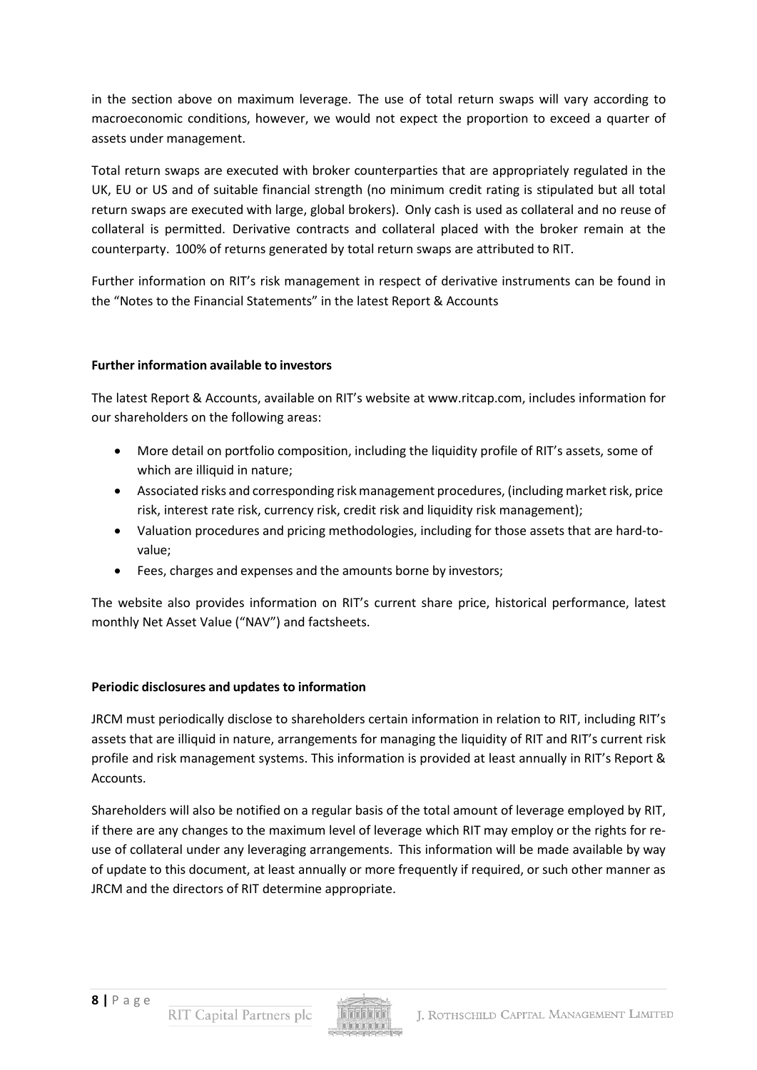in the section above on maximum leverage. The use of total return swaps will vary according to macroeconomic conditions, however, we would not expect the proportion to exceed a quarter of assets under management.

Total return swaps are executed with broker counterparties that are appropriately regulated in the UK, EU or US and of suitable financial strength (no minimum credit rating is stipulated but all total return swaps are executed with large, global brokers). Only cash is used as collateral and no reuse of collateral is permitted. Derivative contracts and collateral placed with the broker remain at the counterparty. 100% of returns generated by total return swaps are attributed to RIT.

Further information on RIT's risk management in respect of derivative instruments can be found in the "Notes to the Financial Statements" in the latest Report & Accounts

**Further information available to investors**

The latest Report & Accounts, available on RIT's website at www.ritcap.com, includes information for our shareholders on the following areas:

- More detail on portfolio composition, including the liquidity profile of RIT's assets, some of which are illiquid in nature;
- Associated risks and corresponding risk management procedures, (including market risk, price risk, interest rate risk, currency risk, credit risk and liquidity risk management);
- Valuation procedures and pricing methodologies, including for those assets that are hard-to-value;
- Fees, charges and expenses and the amounts borne by investors;

The website also provides information on RIT's current share price, historical performance, latest monthly Net Asset Value ("NAV") and factsheets.

**Periodic disclosures and updates to information**

JRCM must periodically disclose to shareholders certain information in relation to RIT, including RIT's assets that are illiquid in nature, arrangements for managing the liquidity of RIT and RIT's current risk profile and risk management systems. This information is provided at least annually in RIT's Report & Accounts.

Shareholders will also be notified on a regular basis of the total amount of leverage employed by RIT, if there are any changes to the maximum level of leverage which RIT may employ or the rights for re-use of collateral under any leveraging arrangements. This information will be made available by way of update to this document, at least annually or more frequently if required, or such other manner as JRCM and the directors of RIT determine appropriate.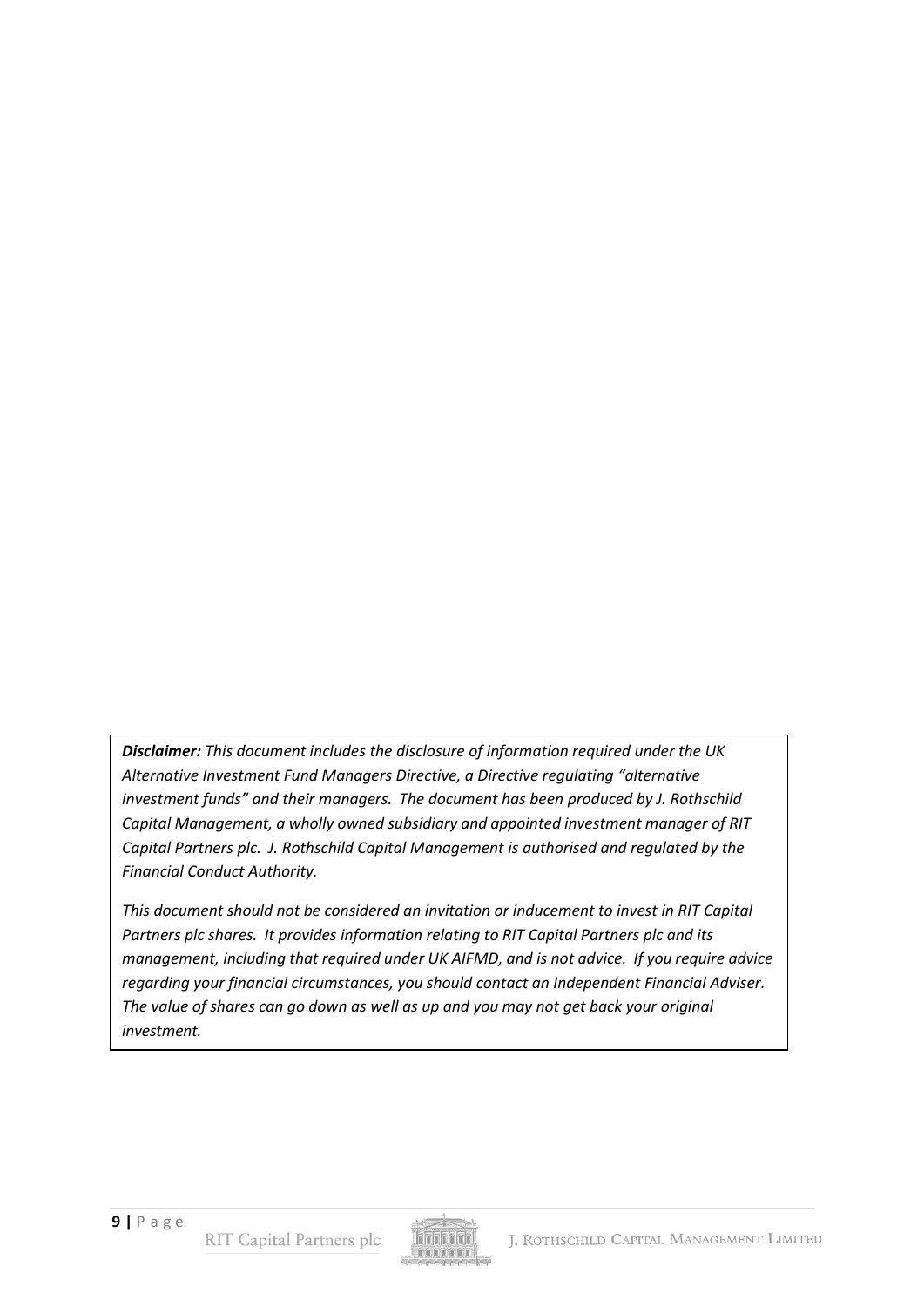***Disclaimer:*** *This document includes the disclosure of information required under the UK Alternative Investment Fund Managers Directive, a Directive regulating "alternative investment funds" and their managers. The document has been produced by J. Rothschild Capital Management, a wholly owned subsidiary and appointed investment manager of RIT Capital Partners plc. J. Rothschild Capital Management is authorised and regulated by the Financial Conduct Authority.*

*This document should not be considered an invitation or inducement to invest in RIT Capital Partners plc shares. It provides information relating to RIT Capital Partners plc and its management, including that required under UK AIFMD, and is not advice. If you require advice regarding your financial circumstances, you should contact an Independent Financial Adviser. The value of shares can go down as well as up and you may not get back your original investment.*